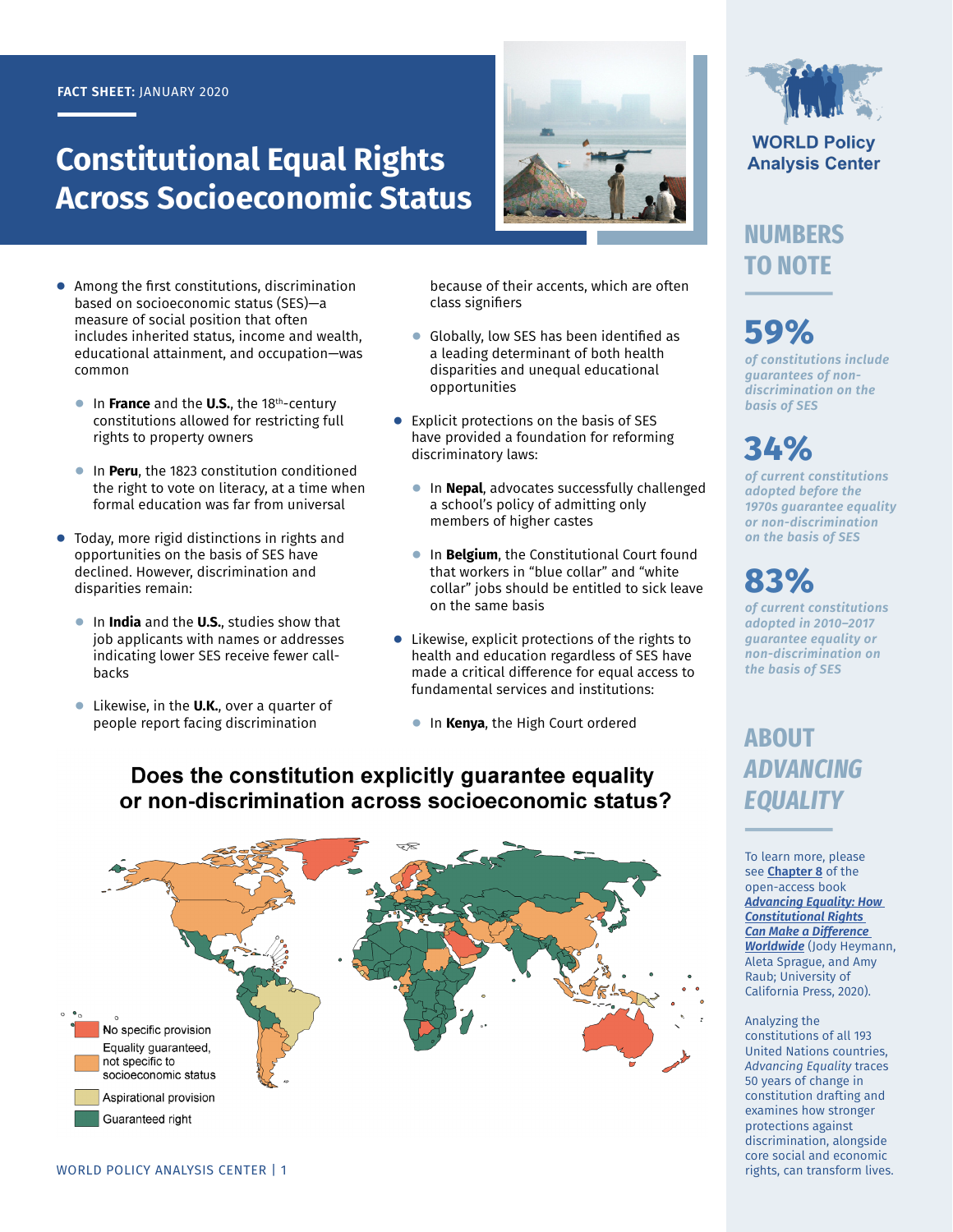**FACT SHEET:** JANUARY 2020

# Constitutional Equal Rights Across Socioeconomic Status

- Among the first constitutions, discrimination based on socioeconomic status (SES)—a measure of social position that often includes inherited status, income and wealth, educational attainment, and occupation—was common
  - In **France** and the **U.S.**, the 18th-century constitutions allowed for restricting full rights to property owners
  - In **Peru**, the 1823 constitution conditioned the right to vote on literacy, at a time when formal education was far from universal
- Today, more rigid distinctions in rights and opportunities on the basis of SES have declined. However, discrimination and disparities remain:
  - In **India** and the **U.S.**, studies show that job applicants with names or addresses indicating lower SES receive fewer call-backs
  - Likewise, in the **U.K.**, over a quarter of people report facing discrimination because of their accents, which are often class signifiers
  - Globally, low SES has been identified as a leading determinant of both health disparities and unequal educational opportunities
- Explicit protections on the basis of SES have provided a foundation for reforming discriminatory laws:
  - In **Nepal**, advocates successfully challenged a school's policy of admitting only members of higher castes
  - In **Belgium**, the Constitutional Court found that workers in "blue collar" and "white collar" jobs should be entitled to sick leave on the same basis
- Likewise, explicit protections of the rights to health and education regardless of SES have made a critical difference for equal access to fundamental services and institutions:
  - In **Kenya**, the High Court ordered

## Does the constitution explicitly guarantee equality or non-discrimination across socioeconomic status?

Legend:
- No specific provision
- Equality guaranteed, not specific to socioeconomic status
- Aspirational provision
- Guaranteed right

## NUMBERS TO NOTE

**59%**
*of constitutions include guarantees of non-discrimination on the basis of SES*

**34%**
*of current constitutions adopted before the 1970s guarantee equality or non-discrimination on the basis of SES*

**83%**
*of current constitutions adopted in 2010–2017 guarantee equality or non-discrimination on the basis of SES*

## ABOUT *ADVANCING EQUALITY*

To learn more, please see **Chapter 8** of the open-access book ***Advancing Equality: How Constitutional Rights Can Make a Difference Worldwide*** (Jody Heymann, Aleta Sprague, and Amy Raub; University of California Press, 2020).

Analyzing the constitutions of all 193 United Nations countries, *Advancing Equality* traces 50 years of change in constitution drafting and examines how stronger protections against discrimination, alongside core social and economic rights, can transform lives.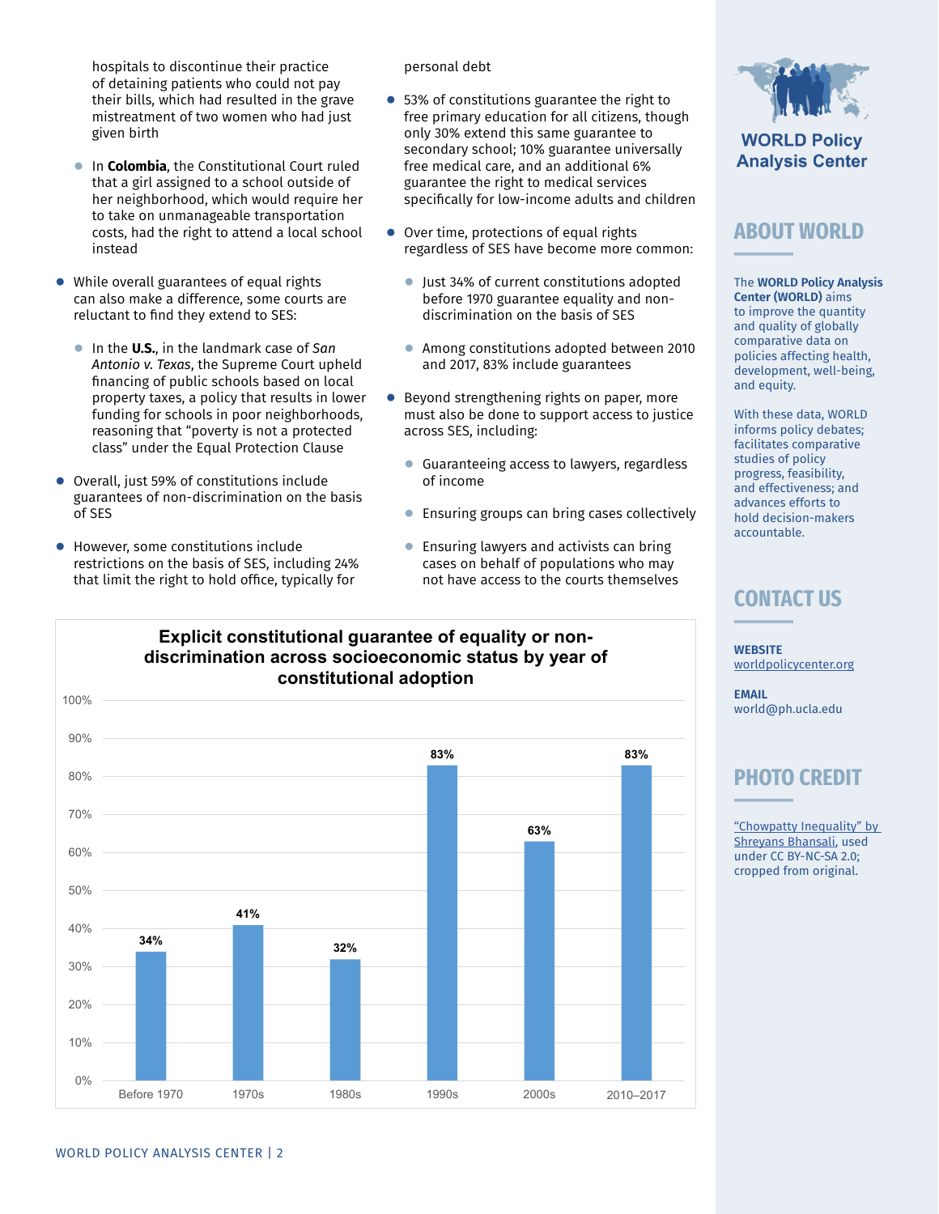hospitals to discontinue their practice of detaining patients who could not pay their bills, which had resulted in the grave mistreatment of two women who had just given birth

- In **Colombia**, the Constitutional Court ruled that a girl assigned to a school outside of her neighborhood, which would require her to take on unmanageable transportation costs, had the right to attend a local school instead

- While overall guarantees of equal rights can also make a difference, some courts are reluctant to find they extend to SES:
  - In the **U.S.**, in the landmark case of *San Antonio v. Texas*, the Supreme Court upheld financing of public schools based on local property taxes, a policy that results in lower funding for schools in poor neighborhoods, reasoning that "poverty is not a protected class" under the Equal Protection Clause

- Overall, just 59% of constitutions include guarantees of non-discrimination on the basis of SES

- However, some constitutions include restrictions on the basis of SES, including 24% that limit the right to hold office, typically for personal debt

- 53% of constitutions guarantee the right to free primary education for all citizens, though only 30% extend this same guarantee to secondary school; 10% guarantee universally free medical care, and an additional 6% guarantee the right to medical services specifically for low-income adults and children

- Over time, protections of equal rights regardless of SES have become more common:
  - Just 34% of current constitutions adopted before 1970 guarantee equality and non-discrimination on the basis of SES
  - Among constitutions adopted between 2010 and 2017, 83% include guarantees

- Beyond strengthening rights on paper, more must also be done to support access to justice across SES, including:
  - Guaranteeing access to lawyers, regardless of income
  - Ensuring groups can bring cases collectively
  - Ensuring lawyers and activists can bring cases on behalf of populations who may not have access to the courts themselves

**Explicit constitutional guarantee of equality or non-discrimination across socioeconomic status by year of constitutional adoption**

100%
90%
80%
70%
60%
50%
40%
30%
20%
10%
0%

34% Before 1970
41% 1970s
32% 1980s
83% 1990s
63% 2000s
83% 2010–2017

WORLD Policy Analysis Center

## ABOUT WORLD

The **WORLD Policy Analysis Center (WORLD)** aims to improve the quantity and quality of globally comparative data on policies affecting health, development, well-being, and equity.

With these data, WORLD informs policy debates; facilitates comparative studies of policy progress, feasibility, and effectiveness; and advances efforts to hold decision-makers accountable.

## CONTACT US

**WEBSITE**
worldpolicycenter.org

**EMAIL**
world@ph.ucla.edu

## PHOTO CREDIT

"Chowpatty Inequality" by Shreyans Bhansali, used under CC BY-NC-SA 2.0; cropped from original.